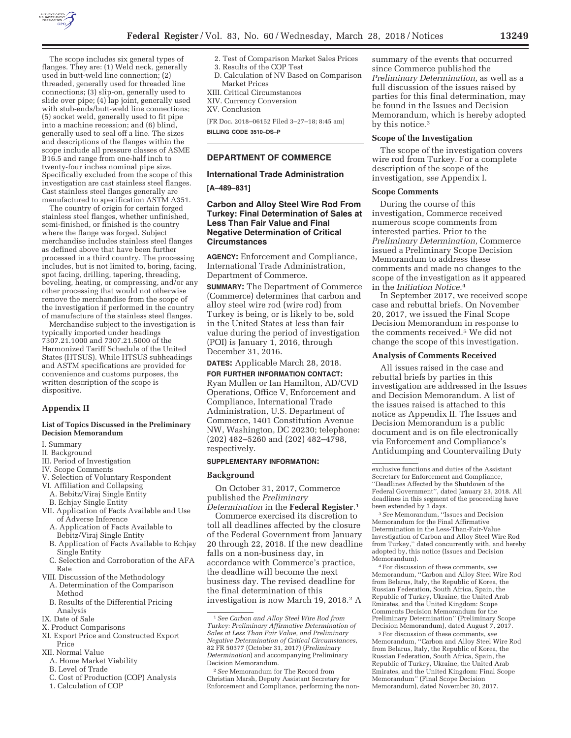The scope includes six general types of flanges. They are: (1) Weld neck, generally used in butt-weld line connection; (2) threaded, generally used for threaded line connections; (3) slip-on, generally used to slide over pipe; (4) lap joint, generally used with stub-ends/butt-weld line connections; (5) socket weld, generally used to fit pipe into a machine recession; and (6) blind, generally used to seal off a line. The sizes and descriptions of the flanges within the scope include all pressure classes of ASME B16.5 and range from one-half inch to twenty-four inches nominal pipe size. Specifically excluded from the scope of this investigation are cast stainless steel flanges. Cast stainless steel flanges generally are manufactured to specification ASTM A351.

The country of origin for certain forged stainless steel flanges, whether unfinished, semi-finished, or finished is the country where the flange was forged. Subject merchandise includes stainless steel flanges as defined above that have been further processed in a third country. The processing includes, but is not limited to, boring, facing, spot facing, drilling, tapering, threading, beveling, heating, or compressing, and/or any other processing that would not otherwise remove the merchandise from the scope of the investigation if performed in the country of manufacture of the stainless steel flanges.

Merchandise subject to the investigation is typically imported under headings 7307.21.1000 and 7307.21.5000 of the Harmonized Tariff Schedule of the United States (HTSUS). While HTSUS subheadings and ASTM specifications are provided for convenience and customs purposes, the written description of the scope is dispositive.

## Appendix II

### List of Topics Discussed in the Preliminary Decision Memorandum

I. Summary
II. Background
III. Period of Investigation
IV. Scope Comments
V. Selection of Voluntary Respondent
VI. Affiliation and Collapsing
  A. Bebitz/Viraj Single Entity
  B. Echjay Single Entity
VII. Application of Facts Available and Use of Adverse Inference
  A. Application of Facts Available to Bebitz/Viraj Single Entity
  B. Application of Facts Available to Echjay Single Entity
  C. Selection and Corroboration of the AFA Rate
VIII. Discussion of the Methodology
  A. Determination of the Comparison Method
  B. Results of the Differential Pricing Analysis
IX. Date of Sale
X. Product Comparisons
XI. Export Price and Constructed Export Price
XII. Normal Value
  A. Home Market Viability
  B. Level of Trade
  C. Cost of Production (COP) Analysis
  1. Calculation of COP
  2. Test of Comparison Market Sales Prices
  3. Results of the COP Test
  D. Calculation of NV Based on Comparison Market Prices
XIII. Critical Circumstances
XIV. Currency Conversion
XV. Conclusion

[FR Doc. 2018–06152 Filed 3–27–18; 8:45 am]

**BILLING CODE 3510–DS–P**

---

## DEPARTMENT OF COMMERCE

### International Trade Administration

**[A–489–831]**

### Carbon and Alloy Steel Wire Rod From Turkey: Final Determination of Sales at Less Than Fair Value and Final Negative Determination of Critical Circumstances

**AGENCY:** Enforcement and Compliance, International Trade Administration, Department of Commerce.

**SUMMARY:** The Department of Commerce (Commerce) determines that carbon and alloy steel wire rod (wire rod) from Turkey is being, or is likely to be, sold in the United States at less than fair value during the period of investigation (POI) is January 1, 2016, through December 31, 2016.

**DATES:** Applicable March 28, 2018.

**FOR FURTHER INFORMATION CONTACT:** Ryan Mullen or Ian Hamilton, AD/CVD Operations, Office V, Enforcement and Compliance, International Trade Administration, U.S. Department of Commerce, 1401 Constitution Avenue NW, Washington, DC 20230; telephone: (202) 482–5260 and (202) 482–4798, respectively.

**SUPPLEMENTARY INFORMATION:**

### Background

On October 31, 2017, Commerce published the *Preliminary Determination* in the **Federal Register**.[1]

Commerce exercised its discretion to toll all deadlines affected by the closure of the Federal Government from January 20 through 22, 2018. If the new deadline falls on a non-business day, in accordance with Commerce's practice, the deadline will become the next business day. The revised deadline for the final determination of this investigation is now March 19, 2018.[2] A summary of the events that occurred since Commerce published the *Preliminary Determination,* as well as a full discussion of the issues raised by parties for this final determination, may be found in the Issues and Decision Memorandum, which is hereby adopted by this notice.[3]

### Scope of the Investigation

The scope of the investigation covers wire rod from Turkey. For a complete description of the scope of the investigation, *see* Appendix I.

### Scope Comments

During the course of this investigation, Commerce received numerous scope comments from interested parties. Prior to the *Preliminary Determination,* Commerce issued a Preliminary Scope Decision Memorandum to address these comments and made no changes to the scope of the investigation as it appeared in the *Initiation Notice.*[4]

In September 2017, we received scope case and rebuttal briefs. On November 20, 2017, we issued the Final Scope Decision Memorandum in response to the comments received.[5] We did not change the scope of this investigation.

### Analysis of Comments Received

All issues raised in the case and rebuttal briefs by parties in this investigation are addressed in the Issues and Decision Memorandum. A list of the issues raised is attached to this notice as Appendix II. The Issues and Decision Memorandum is a public document and is on file electronically via Enforcement and Compliance's Antidumping and Countervailing Duty

---

[1] *See Carbon and Alloy Steel Wire Rod from Turkey: Preliminary Affirmative Determination of Sales at Less Than Fair Value, and Preliminary Negative Determination of Critical Circumstances,* 82 FR 50377 (October 31, 2017) (*Preliminary Determination*) and accompanying Preliminary Decision Memorandum.

[2] *See* Memorandum for The Record from Christian Marsh, Deputy Assistant Secretary for Enforcement and Compliance, performing the non-exclusive functions and duties of the Assistant Secretary for Enforcement and Compliance, "Deadlines Affected by the Shutdown of the Federal Government", dated January 23, 2018. All deadlines in this segment of the proceeding have been extended by 3 days.

[3] *See* Memorandum, "Issues and Decision Memorandum for the Final Affirmative Determination in the Less-Than-Fair-Value Investigation of Carbon and Alloy Steel Wire Rod from Turkey," dated concurrently with, and hereby adopted by, this notice (Issues and Decision Memorandum).

[4] For discussion of these comments, *see* Memorandum, "Carbon and Alloy Steel Wire Rod from Belarus, Italy, the Republic of Korea, the Russian Federation, South Africa, Spain, the Republic of Turkey, Ukraine, the United Arab Emirates, and the United Kingdom: Scope Comments Decision Memorandum for the Preliminary Determination" (Preliminary Scope Decision Memorandum), dated August 7, 2017.

[5] For discussion of these comments, *see* Memorandum, "Carbon and Alloy Steel Wire Rod from Belarus, Italy, the Republic of Korea, the Russian Federation, South Africa, Spain, the Republic of Turkey, Ukraine, the United Arab Emirates, and the United Kingdom: Final Scope Memorandum" (Final Scope Decision Memorandum), dated November 20, 2017.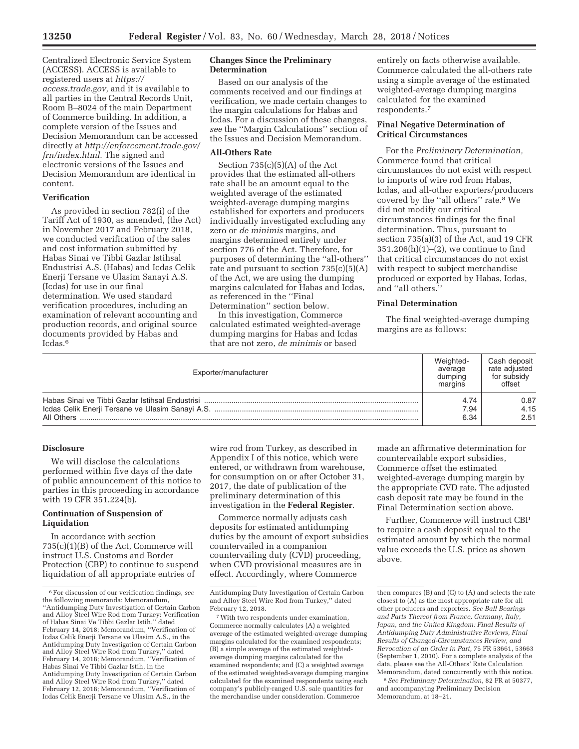Centralized Electronic Service System (ACCESS). ACCESS is available to registered users at *https://access.trade.gov,* and it is available to all parties in the Central Records Unit, Room B–8024 of the main Department of Commerce building. In addition, a complete version of the Issues and Decision Memorandum can be accessed directly at *http://enforcement.trade.gov/frn/index.html*. The signed and electronic versions of the Issues and Decision Memorandum are identical in content.

**Verification**

As provided in section 782(i) of the Tariff Act of 1930, as amended, (the Act) in November 2017 and February 2018, we conducted verification of the sales and cost information submitted by Habas Sinai ve Tibbi Gazlar Istihsal Endustrisi A.S. (Habas) and Icdas Celik Enerji Tersane ve Ulasim Sanayi A.S. (Icdas) for use in our final determination. We used standard verification procedures, including an examination of relevant accounting and production records, and original source documents provided by Habas and Icdas.[6]

**Changes Since the Preliminary Determination**

Based on our analysis of the comments received and our findings at verification, we made certain changes to the margin calculations for Habas and Icdas. For a discussion of these changes, *see* the ''Margin Calculations'' section of the Issues and Decision Memorandum.

**All-Others Rate**

Section 735(c)(5)(A) of the Act provides that the estimated all-others rate shall be an amount equal to the weighted average of the estimated weighted-average dumping margins established for exporters and producers individually investigated excluding any zero or *de minimis* margins, and margins determined entirely under section 776 of the Act. Therefore, for purposes of determining the ''all-others'' rate and pursuant to section 735(c)(5)(A) of the Act, we are using the dumping margins calculated for Habas and Icdas, as referenced in the ''Final Determination'' section below.

In this investigation, Commerce calculated estimated weighted-average dumping margins for Habas and Icdas that are not zero, *de minimis* or based entirely on facts otherwise available. Commerce calculated the all-others rate using a simple average of the estimated weighted-average dumping margins calculated for the examined respondents.[7]

**Final Negative Determination of Critical Circumstances**

For the *Preliminary Determination,* Commerce found that critical circumstances do not exist with respect to imports of wire rod from Habas, Icdas, and all-other exporters/producers covered by the ''all others'' rate.[8] We did not modify our critical circumstances findings for the final determination. Thus, pursuant to section 735(a)(3) of the Act, and 19 CFR 351.206(h)(1)–(2), we continue to find that critical circumstances do not exist with respect to subject merchandise produced or exported by Habas, Icdas, and ''all others.''

**Final Determination**

The final weighted-average dumping margins are as follows:

| Exporter/manufacturer | Weighted-average dumping margins | Cash deposit rate adjusted for subsidy offset |
|---|---|---|
| Habas Sinai ve Tibbi Gazlar Istihsal Endustrisi | 4.74 | 0.87 |
| Icdas Celik Enerji Tersane ve Ulasim Sanayi A.S. | 7.94 | 4.15 |
| All Others | 6.34 | 2.51 |

**Disclosure**

We will disclose the calculations performed within five days of the date of public announcement of this notice to parties in this proceeding in accordance with 19 CFR 351.224(b).

**Continuation of Suspension of Liquidation**

In accordance with section 735(c)(1)(B) of the Act, Commerce will instruct U.S. Customs and Border Protection (CBP) to continue to suspend liquidation of all appropriate entries of wire rod from Turkey, as described in Appendix I of this notice, which were entered, or withdrawn from warehouse, for consumption on or after October 31, 2017, the date of publication of the preliminary determination of this investigation in the **Federal Register**.

Commerce normally adjusts cash deposits for estimated antidumping duties by the amount of export subsidies countervailed in a companion countervailing duty (CVD) proceeding, when CVD provisional measures are in effect. Accordingly, where Commerce made an affirmative determination for countervailable export subsidies, Commerce offset the estimated weighted-average dumping margin by the appropriate CVD rate. The adjusted cash deposit rate may be found in the Final Determination section above.

Further, Commerce will instruct CBP to require a cash deposit equal to the estimated amount by which the normal value exceeds the U.S. price as shown above.

---

[6] For discussion of our verification findings, *see* the following memoranda: Memorandum, ''Antidumping Duty Investigation of Certain Carbon and Alloy Steel Wire Rod from Turkey: Verification of Habas Sinai Ve Tibbi Gazlar Istih,'' dated February 14, 2018; Memorandum, ''Verification of Icdas Celik Enerji Tersane ve Ulasim A.S., in the Antidumping Duty Investigation of Certain Carbon and Alloy Steel Wire Rod from Turkey,'' dated February 14, 2018; Memorandum, ''Verification of Habas Sinai Ve Tibbi Gazlar Istih, in the Antidumping Duty Investigation of Certain Carbon and Alloy Steel Wire Rod from Turkey,'' dated February 12, 2018; Memorandum, ''Verification of Icdas Celik Enerji Tersane ve Ulasim A.S., in the Antidumping Duty Investigation of Certain Carbon and Alloy Steel Wire Rod from Turkey,'' dated February 12, 2018.

[7] With two respondents under examination, Commerce normally calculates (A) a weighted average of the estimated weighted-average dumping margins calculated for the examined respondents; (B) a simple average of the estimated weighted-average dumping margins calculated for the examined respondents; and (C) a weighted average of the estimated weighted-average dumping margins calculated for the examined respondents using each company's publicly-ranged U.S. sale quantities for the merchandise under consideration. Commerce then compares (B) and (C) to (A) and selects the rate closest to (A) as the most appropriate rate for all other producers and exporters. *See Ball Bearings and Parts Thereof from France, Germany, Italy, Japan, and the United Kingdom: Final Results of Antidumping Duty Administrative Reviews, Final Results of Changed-Circumstances Review, and Revocation of an Order in Part,* 75 FR 53661, 53663 (September 1, 2010). For a complete analysis of the data, please see the All-Others' Rate Calculation Memorandum, dated concurrently with this notice.

[8] *See Preliminary Determination,* 82 FR at 50377, and accompanying Preliminary Decision Memorandum, at 18–21.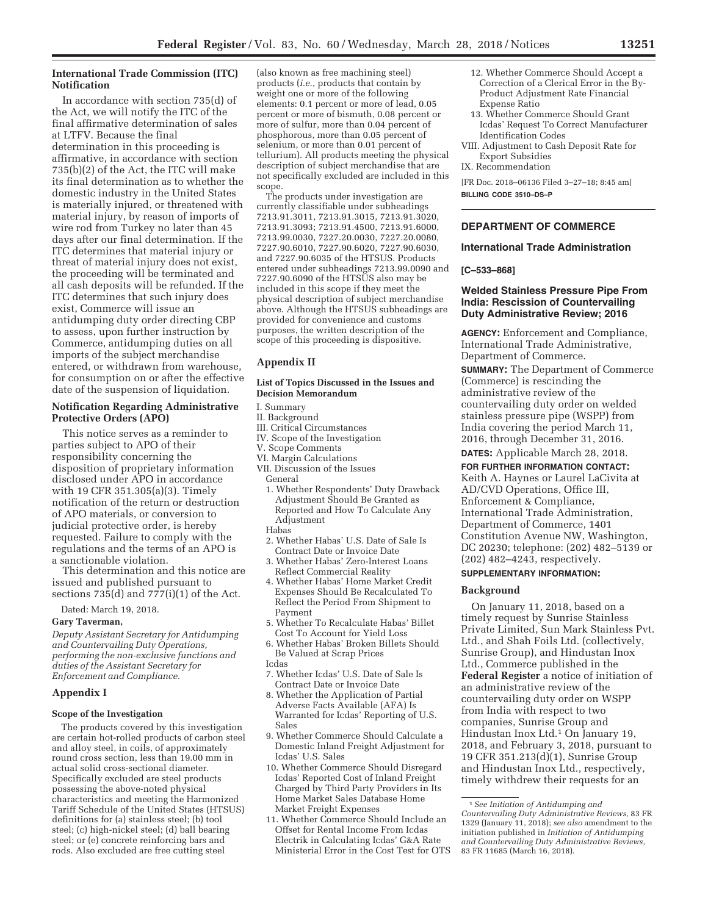### International Trade Commission (ITC) Notification

In accordance with section 735(d) of the Act, we will notify the ITC of the final affirmative determination of sales at LTFV. Because the final determination in this proceeding is affirmative, in accordance with section 735(b)(2) of the Act, the ITC will make its final determination as to whether the domestic industry in the United States is materially injured, or threatened with material injury, by reason of imports of wire rod from Turkey no later than 45 days after our final determination. If the ITC determines that material injury or threat of material injury does not exist, the proceeding will be terminated and all cash deposits will be refunded. If the ITC determines that such injury does exist, Commerce will issue an antidumping duty order directing CBP to assess, upon further instruction by Commerce, antidumping duties on all imports of the subject merchandise entered, or withdrawn from warehouse, for consumption on or after the effective date of the suspension of liquidation.

### Notification Regarding Administrative Protective Orders (APO)

This notice serves as a reminder to parties subject to APO of their responsibility concerning the disposition of proprietary information disclosed under APO in accordance with 19 CFR 351.305(a)(3). Timely notification of the return or destruction of APO materials, or conversion to judicial protective order, is hereby requested. Failure to comply with the regulations and the terms of an APO is a sanctionable violation.

This determination and this notice are issued and published pursuant to sections 735(d) and 777(i)(1) of the Act.

Dated: March 19, 2018.

**Gary Taverman,**

*Deputy Assistant Secretary for Antidumping and Countervailing Duty Operations, performing the non-exclusive functions and duties of the Assistant Secretary for Enforcement and Compliance.*

## Appendix I

### Scope of the Investigation

The products covered by this investigation are certain hot-rolled products of carbon steel and alloy steel, in coils, of approximately round cross section, less than 19.00 mm in actual solid cross-sectional diameter. Specifically excluded are steel products possessing the above-noted physical characteristics and meeting the Harmonized Tariff Schedule of the United States (HTSUS) definitions for (a) stainless steel; (b) tool steel; (c) high-nickel steel; (d) ball bearing steel; or (e) concrete reinforcing bars and rods. Also excluded are free cutting steel (also known as free machining steel) products (*i.e.,* products that contain by weight one or more of the following elements: 0.1 percent or more of lead, 0.05 percent or more of bismuth, 0.08 percent or more of sulfur, more than 0.04 percent of phosphorous, more than 0.05 percent of selenium, or more than 0.01 percent of tellurium). All products meeting the physical description of subject merchandise that are not specifically excluded are included in this scope.

The products under investigation are currently classifiable under subheadings 7213.91.3011, 7213.91.3015, 7213.91.3020, 7213.91.3093; 7213.91.4500, 7213.91.6000, 7213.99.0030, 7227.20.0030, 7227.20.0080, 7227.90.6010, 7227.90.6020, 7227.90.6030, and 7227.90.6035 of the HTSUS. Products entered under subheadings 7213.99.0090 and 7227.90.6090 of the HTSUS also may be included in this scope if they meet the physical description of subject merchandise above. Although the HTSUS subheadings are provided for convenience and customs purposes, the written description of the scope of this proceeding is dispositive.

## Appendix II

### List of Topics Discussed in the Issues and Decision Memorandum

I. Summary
II. Background
III. Critical Circumstances
IV. Scope of the Investigation
V. Scope Comments
VI. Margin Calculations
VII. Discussion of the Issues

General

1. Whether Respondents' Duty Drawback Adjustment Should Be Granted as Reported and How To Calculate Any Adjustment

Habas

2. Whether Habas' U.S. Date of Sale Is Contract Date or Invoice Date
3. Whether Habas' Zero-Interest Loans Reflect Commercial Reality
4. Whether Habas' Home Market Credit Expenses Should Be Recalculated To Reflect the Period From Shipment to Payment
5. Whether To Recalculate Habas' Billet Cost To Account for Yield Loss
6. Whether Habas' Broken Billets Should Be Valued at Scrap Prices

Icdas

7. Whether Icdas' U.S. Date of Sale Is Contract Date or Invoice Date
8. Whether the Application of Partial Adverse Facts Available (AFA) Is Warranted for Icdas' Reporting of U.S. Sales
9. Whether Commerce Should Calculate a Domestic Inland Freight Adjustment for Icdas' U.S. Sales
10. Whether Commerce Should Disregard Icdas' Reported Cost of Inland Freight Charged by Third Party Providers in Its Home Market Sales Database Home Market Freight Expenses
11. Whether Commerce Should Include an Offset for Rental Income From Icdas Electrik in Calculating Icdas' G&A Rate Ministerial Error in the Cost Test for OTS
12. Whether Commerce Should Accept a Correction of a Clerical Error in the By-Product Adjustment Rate Financial Expense Ratio
13. Whether Commerce Should Grant Icdas' Request To Correct Manufacturer Identification Codes

VIII. Adjustment to Cash Deposit Rate for Export Subsidies
IX. Recommendation

[FR Doc. 2018–06136 Filed 3–27–18; 8:45 am]

**BILLING CODE 3510–DS–P**

---

## DEPARTMENT OF COMMERCE

### International Trade Administration

**[C–533–868]**

### Welded Stainless Pressure Pipe From India: Rescission of Countervailing Duty Administrative Review; 2016

**AGENCY:** Enforcement and Compliance, International Trade Administration, Department of Commerce.

**SUMMARY:** The Department of Commerce (Commerce) is rescinding the administrative review of the countervailing duty order on welded stainless pressure pipe (WSPP) from India covering the period March 11, 2016, through December 31, 2016.

**DATES:** Applicable March 28, 2018.

**FOR FURTHER INFORMATION CONTACT:** Keith A. Haynes or Laurel LaCivita at AD/CVD Operations, Office III, Enforcement & Compliance, International Trade Administration, Department of Commerce, 1401 Constitution Avenue NW, Washington, DC 20230; telephone: (202) 482–5139 or (202) 482–4243, respectively.

**SUPPLEMENTARY INFORMATION:**

### Background

On January 11, 2018, based on a timely request by Sunrise Stainless Private Limited, Sun Mark Stainless Pvt. Ltd., and Shah Foils Ltd. (collectively, Sunrise Group) and Hindustan Inox Ltd., Commerce published in the **Federal Register** a notice of initiation of an administrative review of the countervailing duty order on WSPP from India with respect to two companies, Sunrise Group and Hindustan Inox Ltd.[1] On January 19, 2018, and February 3, 2018, pursuant to 19 CFR 351.213(d)(1), Sunrise Group and Hindustan Inox Ltd., respectively, timely withdrew their requests for an

[1] *See Initiation of Antidumping and Countervailing Duty Administrative Reviews,* 83 FR 1329 (January 11, 2018); *see also* amendment to the initiation published in *Initiation of Antidumping and Countervailing Duty Administrative Reviews,* 83 FR 11685 (March 16, 2018).